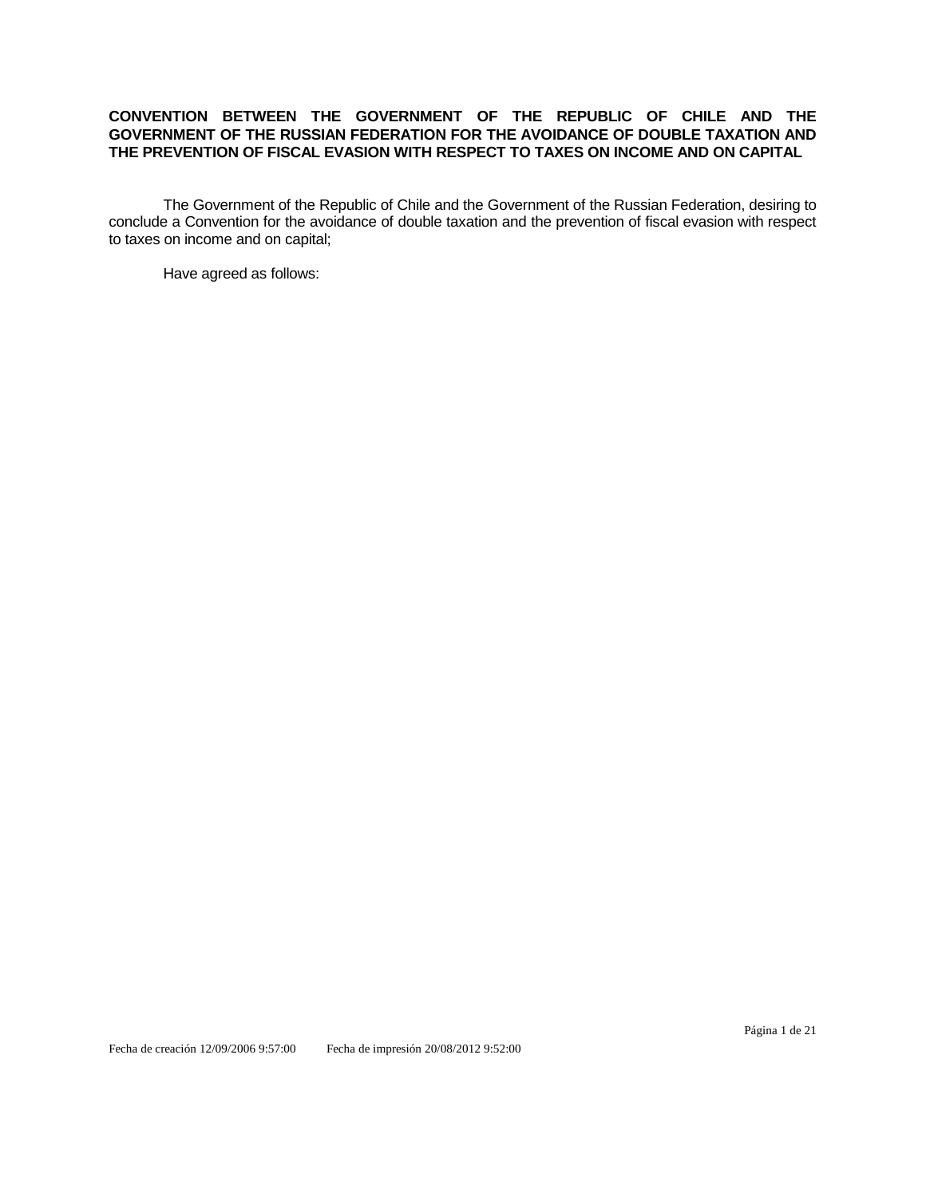**CONVENTION BETWEEN THE GOVERNMENT OF THE REPUBLIC OF CHILE AND THE GOVERNMENT OF THE RUSSIAN FEDERATION FOR THE AVOIDANCE OF DOUBLE TAXATION AND THE PREVENTION OF FISCAL EVASION WITH RESPECT TO TAXES ON INCOME AND ON CAPITAL**

The Government of the Republic of Chile and the Government of the Russian Federation, desiring to conclude a Convention for the avoidance of double taxation and the prevention of fiscal evasion with respect to taxes on income and on capital;

Have agreed as follows: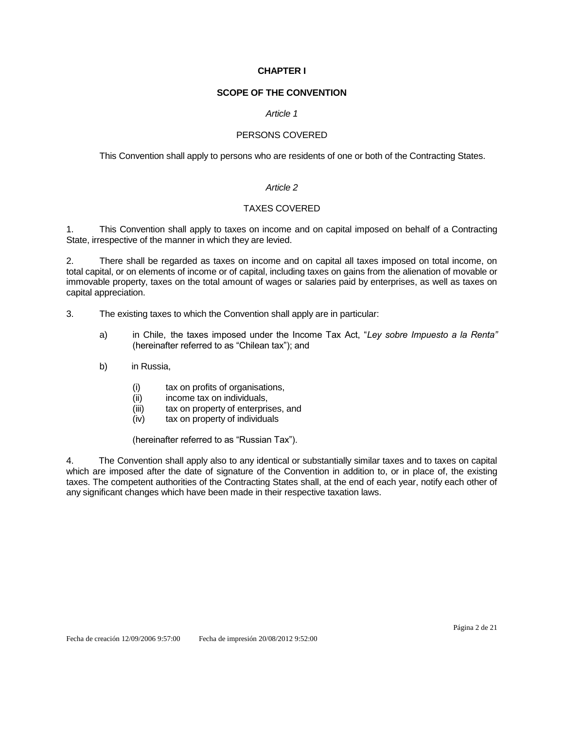# CHAPTER I

## SCOPE OF THE CONVENTION

*Article 1*

PERSONS COVERED

This Convention shall apply to persons who are residents of one or both of the Contracting States.

*Article 2*

TAXES COVERED

1. This Convention shall apply to taxes on income and on capital imposed on behalf of a Contracting State, irrespective of the manner in which they are levied.

2. There shall be regarded as taxes on income and on capital all taxes imposed on total income, on total capital, or on elements of income or of capital, including taxes on gains from the alienation of movable or immovable property, taxes on the total amount of wages or salaries paid by enterprises, as well as taxes on capital appreciation.

3. The existing taxes to which the Convention shall apply are in particular:

   a) in Chile, the taxes imposed under the Income Tax Act, "*Ley sobre Impuesto a la Renta"* (hereinafter referred to as "Chilean tax"); and

   b) in Russia,

      (i) tax on profits of organisations,
      (ii) income tax on individuals,
      (iii) tax on property of enterprises, and
      (iv) tax on property of individuals

      (hereinafter referred to as "Russian Tax").

4. The Convention shall apply also to any identical or substantially similar taxes and to taxes on capital which are imposed after the date of signature of the Convention in addition to, or in place of, the existing taxes. The competent authorities of the Contracting States shall, at the end of each year, notify each other of any significant changes which have been made in their respective taxation laws.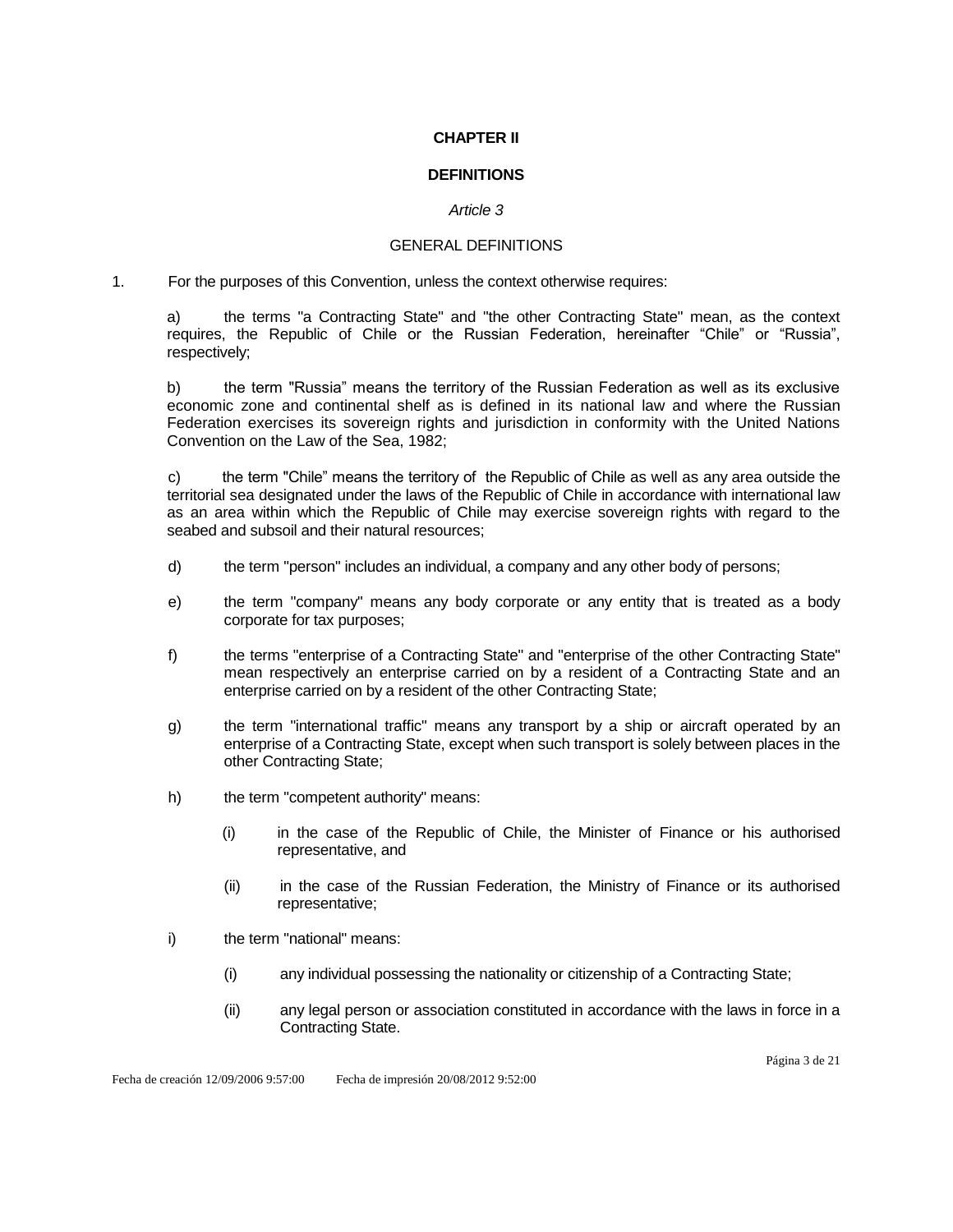**CHAPTER II**

**DEFINITIONS**

*Article 3*

GENERAL DEFINITIONS

1. For the purposes of this Convention, unless the context otherwise requires:

   a) the terms "a Contracting State" and "the other Contracting State" mean, as the context requires, the Republic of Chile or the Russian Federation, hereinafter “Chile” or “Russia”, respectively;

   b) the term "Russia” means the territory of the Russian Federation as well as its exclusive economic zone and continental shelf as is defined in its national law and where the Russian Federation exercises its sovereign rights and jurisdiction in conformity with the United Nations Convention on the Law of the Sea, 1982;

   c) the term "Chile” means the territory of the Republic of Chile as well as any area outside the territorial sea designated under the laws of the Republic of Chile in accordance with international law as an area within which the Republic of Chile may exercise sovereign rights with regard to the seabed and subsoil and their natural resources;

   d) the term "person" includes an individual, a company and any other body of persons;

   e) the term "company" means any body corporate or any entity that is treated as a body corporate for tax purposes;

   f) the terms "enterprise of a Contracting State" and "enterprise of the other Contracting State" mean respectively an enterprise carried on by a resident of a Contracting State and an enterprise carried on by a resident of the other Contracting State;

   g) the term "international traffic" means any transport by a ship or aircraft operated by an enterprise of a Contracting State, except when such transport is solely between places in the other Contracting State;

   h) the term "competent authority" means:

      (i) in the case of the Republic of Chile, the Minister of Finance or his authorised representative, and

      (ii) in the case of the Russian Federation, the Ministry of Finance or its authorised representative;

   i) the term "national" means:

      (i) any individual possessing the nationality or citizenship of a Contracting State;

      (ii) any legal person or association constituted in accordance with the laws in force in a Contracting State.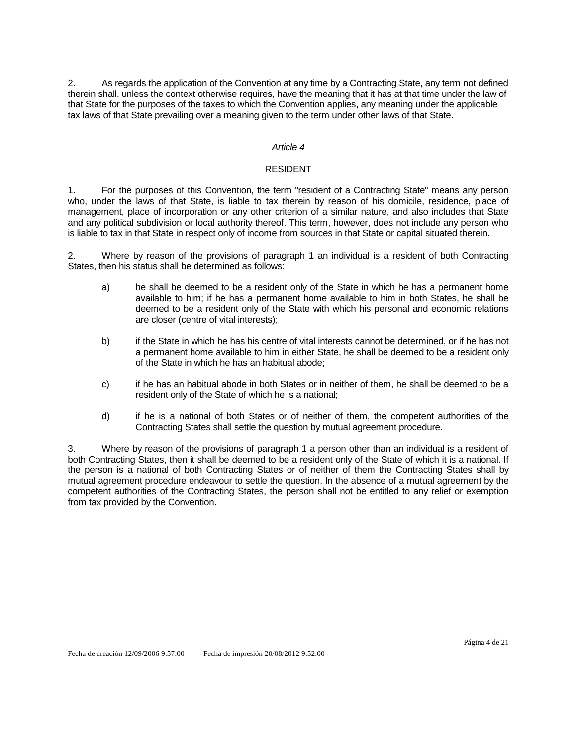2. As regards the application of the Convention at any time by a Contracting State, any term not defined therein shall, unless the context otherwise requires, have the meaning that it has at that time under the law of that State for the purposes of the taxes to which the Convention applies, any meaning under the applicable tax laws of that State prevailing over a meaning given to the term under other laws of that State.

*Article 4*

RESIDENT

1. For the purposes of this Convention, the term "resident of a Contracting State" means any person who, under the laws of that State, is liable to tax therein by reason of his domicile, residence, place of management, place of incorporation or any other criterion of a similar nature, and also includes that State and any political subdivision or local authority thereof. This term, however, does not include any person who is liable to tax in that State in respect only of income from sources in that State or capital situated therein.

2. Where by reason of the provisions of paragraph 1 an individual is a resident of both Contracting States, then his status shall be determined as follows:

a) he shall be deemed to be a resident only of the State in which he has a permanent home available to him; if he has a permanent home available to him in both States, he shall be deemed to be a resident only of the State with which his personal and economic relations are closer (centre of vital interests);

b) if the State in which he has his centre of vital interests cannot be determined, or if he has not a permanent home available to him in either State, he shall be deemed to be a resident only of the State in which he has an habitual abode;

c) if he has an habitual abode in both States or in neither of them, he shall be deemed to be a resident only of the State of which he is a national;

d) if he is a national of both States or of neither of them, the competent authorities of the Contracting States shall settle the question by mutual agreement procedure.

3. Where by reason of the provisions of paragraph 1 a person other than an individual is a resident of both Contracting States, then it shall be deemed to be a resident only of the State of which it is a national. If the person is a national of both Contracting States or of neither of them the Contracting States shall by mutual agreement procedure endeavour to settle the question. In the absence of a mutual agreement by the competent authorities of the Contracting States, the person shall not be entitled to any relief or exemption from tax provided by the Convention.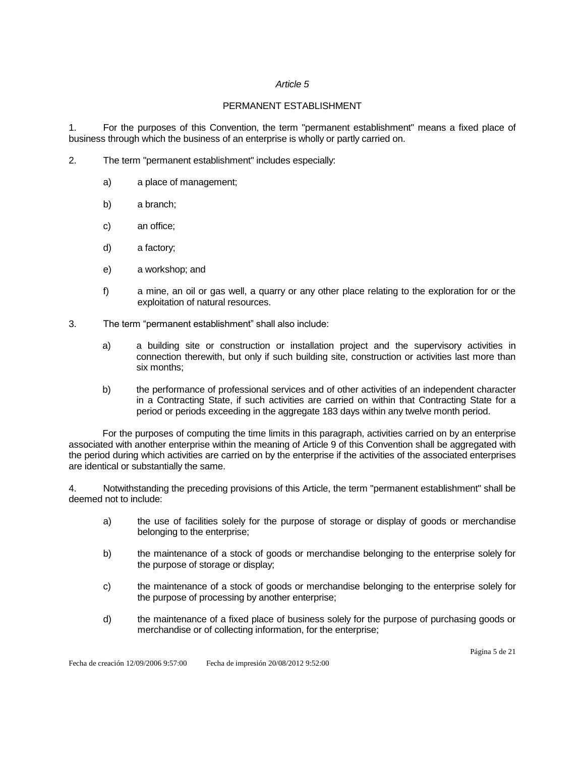*Article 5*

PERMANENT ESTABLISHMENT

1. For the purposes of this Convention, the term "permanent establishment" means a fixed place of business through which the business of an enterprise is wholly or partly carried on.

2. The term "permanent establishment" includes especially:

   a) a place of management;

   b) a branch;

   c) an office;

   d) a factory;

   e) a workshop; and

   f) a mine, an oil or gas well, a quarry or any other place relating to the exploration for or the exploitation of natural resources.

3. The term "permanent establishment" shall also include:

   a) a building site or construction or installation project and the supervisory activities in connection therewith, but only if such building site, construction or activities last more than six months;

   b) the performance of professional services and of other activities of an independent character in a Contracting State, if such activities are carried on within that Contracting State for a period or periods exceeding in the aggregate 183 days within any twelve month period.

For the purposes of computing the time limits in this paragraph, activities carried on by an enterprise associated with another enterprise within the meaning of Article 9 of this Convention shall be aggregated with the period during which activities are carried on by the enterprise if the activities of the associated enterprises are identical or substantially the same.

4. Notwithstanding the preceding provisions of this Article, the term "permanent establishment" shall be deemed not to include:

   a) the use of facilities solely for the purpose of storage or display of goods or merchandise belonging to the enterprise;

   b) the maintenance of a stock of goods or merchandise belonging to the enterprise solely for the purpose of storage or display;

   c) the maintenance of a stock of goods or merchandise belonging to the enterprise solely for the purpose of processing by another enterprise;

   d) the maintenance of a fixed place of business solely for the purpose of purchasing goods or merchandise or of collecting information, for the enterprise;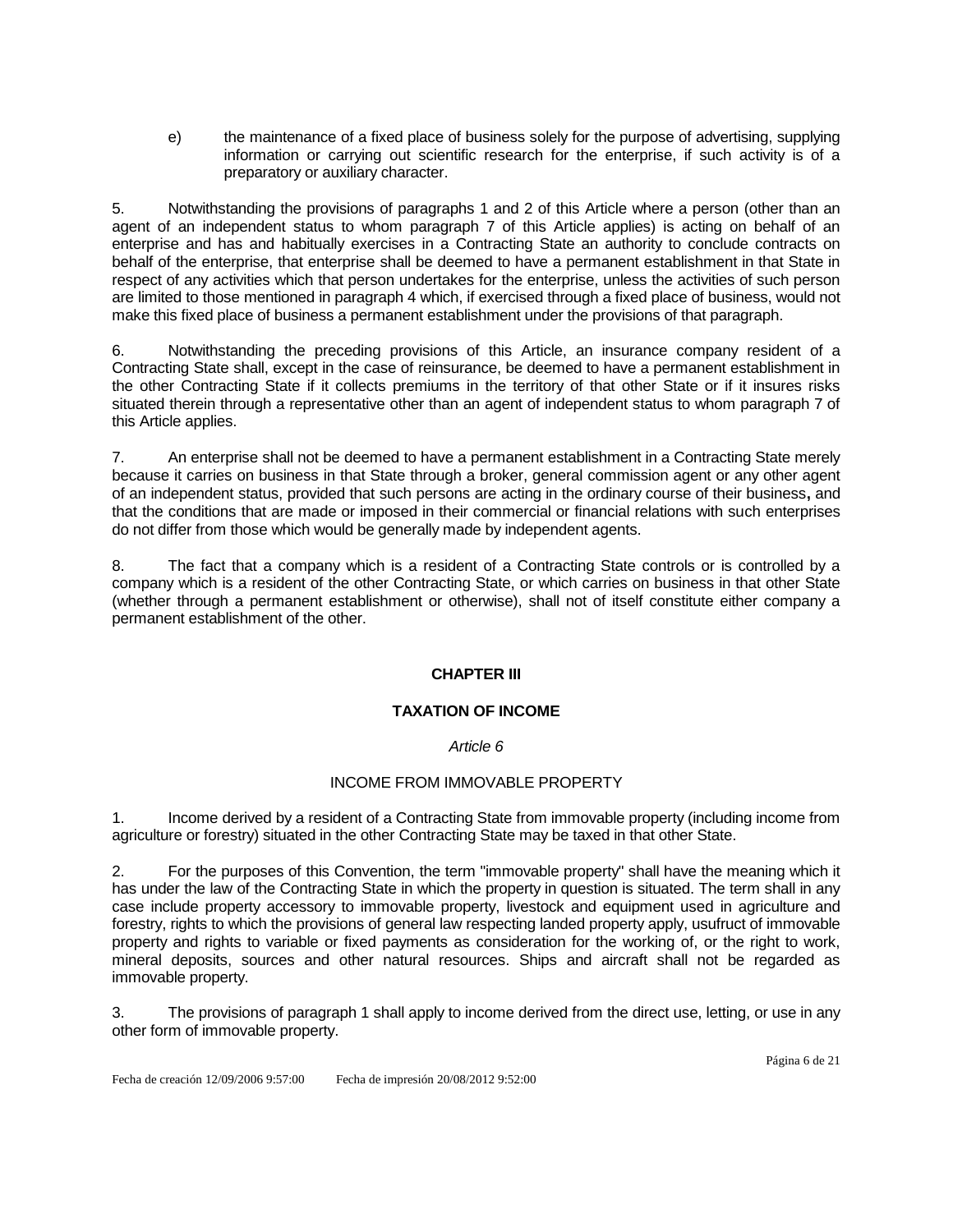e) the maintenance of a fixed place of business solely for the purpose of advertising, supplying information or carrying out scientific research for the enterprise, if such activity is of a preparatory or auxiliary character.

5. Notwithstanding the provisions of paragraphs 1 and 2 of this Article where a person (other than an agent of an independent status to whom paragraph 7 of this Article applies) is acting on behalf of an enterprise and has and habitually exercises in a Contracting State an authority to conclude contracts on behalf of the enterprise, that enterprise shall be deemed to have a permanent establishment in that State in respect of any activities which that person undertakes for the enterprise, unless the activities of such person are limited to those mentioned in paragraph 4 which, if exercised through a fixed place of business, would not make this fixed place of business a permanent establishment under the provisions of that paragraph.

6. Notwithstanding the preceding provisions of this Article, an insurance company resident of a Contracting State shall, except in the case of reinsurance, be deemed to have a permanent establishment in the other Contracting State if it collects premiums in the territory of that other State or if it insures risks situated therein through a representative other than an agent of independent status to whom paragraph 7 of this Article applies.

7. An enterprise shall not be deemed to have a permanent establishment in a Contracting State merely because it carries on business in that State through a broker, general commission agent or any other agent of an independent status, provided that such persons are acting in the ordinary course of their business**,** and that the conditions that are made or imposed in their commercial or financial relations with such enterprises do not differ from those which would be generally made by independent agents.

8. The fact that a company which is a resident of a Contracting State controls or is controlled by a company which is a resident of the other Contracting State, or which carries on business in that other State (whether through a permanent establishment or otherwise), shall not of itself constitute either company a permanent establishment of the other.

## CHAPTER III

## TAXATION OF INCOME

*Article 6*

### INCOME FROM IMMOVABLE PROPERTY

1. Income derived by a resident of a Contracting State from immovable property (including income from agriculture or forestry) situated in the other Contracting State may be taxed in that other State.

2. For the purposes of this Convention, the term "immovable property" shall have the meaning which it has under the law of the Contracting State in which the property in question is situated. The term shall in any case include property accessory to immovable property, livestock and equipment used in agriculture and forestry, rights to which the provisions of general law respecting landed property apply, usufruct of immovable property and rights to variable or fixed payments as consideration for the working of, or the right to work, mineral deposits, sources and other natural resources. Ships and aircraft shall not be regarded as immovable property.

3. The provisions of paragraph 1 shall apply to income derived from the direct use, letting, or use in any other form of immovable property.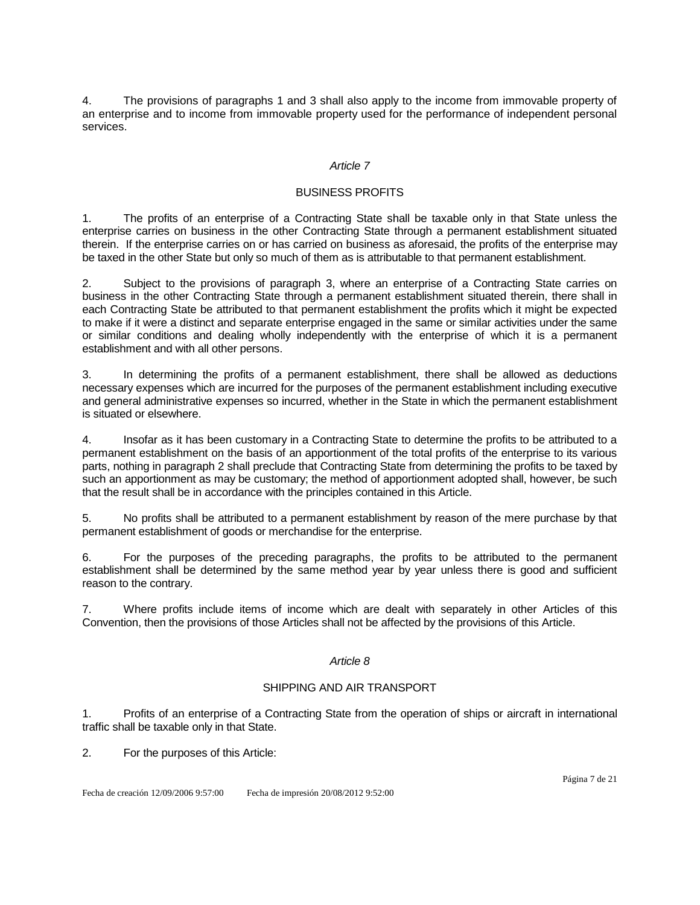4. The provisions of paragraphs 1 and 3 shall also apply to the income from immovable property of an enterprise and to income from immovable property used for the performance of independent personal services.

*Article 7*

BUSINESS PROFITS

1. The profits of an enterprise of a Contracting State shall be taxable only in that State unless the enterprise carries on business in the other Contracting State through a permanent establishment situated therein. If the enterprise carries on or has carried on business as aforesaid, the profits of the enterprise may be taxed in the other State but only so much of them as is attributable to that permanent establishment.

2. Subject to the provisions of paragraph 3, where an enterprise of a Contracting State carries on business in the other Contracting State through a permanent establishment situated therein, there shall in each Contracting State be attributed to that permanent establishment the profits which it might be expected to make if it were a distinct and separate enterprise engaged in the same or similar activities under the same or similar conditions and dealing wholly independently with the enterprise of which it is a permanent establishment and with all other persons.

3. In determining the profits of a permanent establishment, there shall be allowed as deductions necessary expenses which are incurred for the purposes of the permanent establishment including executive and general administrative expenses so incurred, whether in the State in which the permanent establishment is situated or elsewhere.

4. Insofar as it has been customary in a Contracting State to determine the profits to be attributed to a permanent establishment on the basis of an apportionment of the total profits of the enterprise to its various parts, nothing in paragraph 2 shall preclude that Contracting State from determining the profits to be taxed by such an apportionment as may be customary; the method of apportionment adopted shall, however, be such that the result shall be in accordance with the principles contained in this Article.

5. No profits shall be attributed to a permanent establishment by reason of the mere purchase by that permanent establishment of goods or merchandise for the enterprise.

6. For the purposes of the preceding paragraphs, the profits to be attributed to the permanent establishment shall be determined by the same method year by year unless there is good and sufficient reason to the contrary.

7. Where profits include items of income which are dealt with separately in other Articles of this Convention, then the provisions of those Articles shall not be affected by the provisions of this Article.

*Article 8*

SHIPPING AND AIR TRANSPORT

1. Profits of an enterprise of a Contracting State from the operation of ships or aircraft in international traffic shall be taxable only in that State.

2. For the purposes of this Article: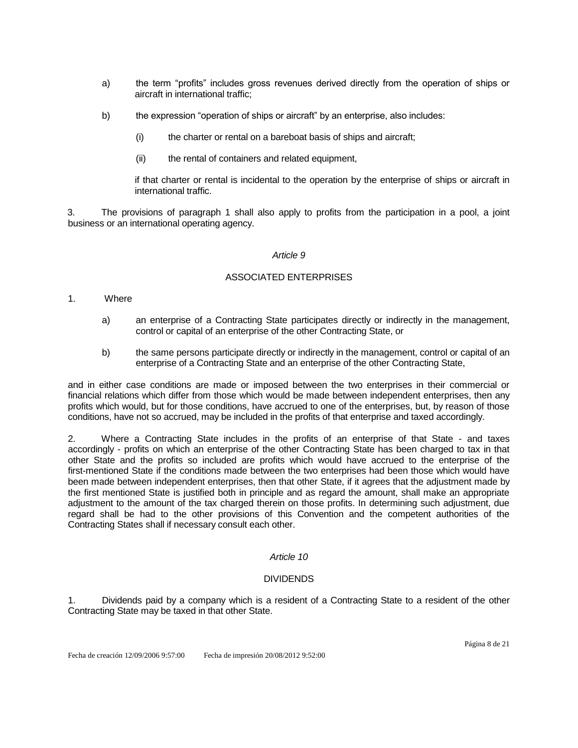a) the term “profits” includes gross revenues derived directly from the operation of ships or aircraft in international traffic;

b) the expression “operation of ships or aircraft” by an enterprise, also includes:

(i) the charter or rental on a bareboat basis of ships and aircraft;

(ii) the rental of containers and related equipment,

if that charter or rental is incidental to the operation by the enterprise of ships or aircraft in international traffic.

3. The provisions of paragraph 1 shall also apply to profits from the participation in a pool, a joint business or an international operating agency.

*Article 9*

ASSOCIATED ENTERPRISES

1. Where

a) an enterprise of a Contracting State participates directly or indirectly in the management, control or capital of an enterprise of the other Contracting State, or

b) the same persons participate directly or indirectly in the management, control or capital of an enterprise of a Contracting State and an enterprise of the other Contracting State,

and in either case conditions are made or imposed between the two enterprises in their commercial or financial relations which differ from those which would be made between independent enterprises, then any profits which would, but for those conditions, have accrued to one of the enterprises, but, by reason of those conditions, have not so accrued, may be included in the profits of that enterprise and taxed accordingly.

2. Where a Contracting State includes in the profits of an enterprise of that State - and taxes accordingly - profits on which an enterprise of the other Contracting State has been charged to tax in that other State and the profits so included are profits which would have accrued to the enterprise of the first-mentioned State if the conditions made between the two enterprises had been those which would have been made between independent enterprises, then that other State, if it agrees that the adjustment made by the first mentioned State is justified both in principle and as regard the amount, shall make an appropriate adjustment to the amount of the tax charged therein on those profits. In determining such adjustment, due regard shall be had to the other provisions of this Convention and the competent authorities of the Contracting States shall if necessary consult each other.

*Article 10*

DIVIDENDS

1. Dividends paid by a company which is a resident of a Contracting State to a resident of the other Contracting State may be taxed in that other State.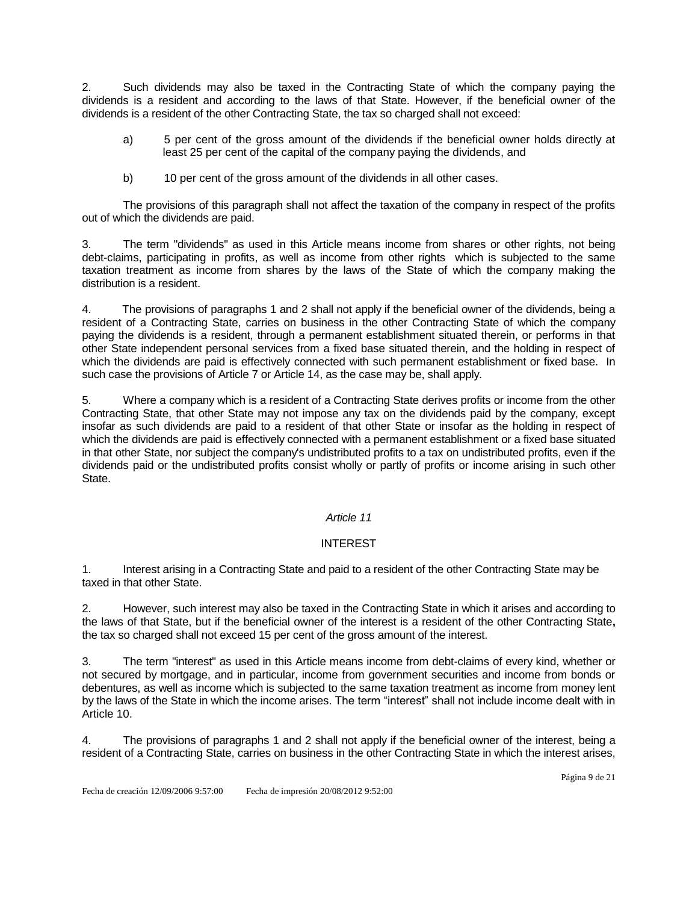2. Such dividends may also be taxed in the Contracting State of which the company paying the dividends is a resident and according to the laws of that State. However, if the beneficial owner of the dividends is a resident of the other Contracting State, the tax so charged shall not exceed:

a) 5 per cent of the gross amount of the dividends if the beneficial owner holds directly at least 25 per cent of the capital of the company paying the dividends, and

b) 10 per cent of the gross amount of the dividends in all other cases.

The provisions of this paragraph shall not affect the taxation of the company in respect of the profits out of which the dividends are paid.

3. The term "dividends" as used in this Article means income from shares or other rights, not being debt-claims, participating in profits, as well as income from other rights which is subjected to the same taxation treatment as income from shares by the laws of the State of which the company making the distribution is a resident.

4. The provisions of paragraphs 1 and 2 shall not apply if the beneficial owner of the dividends, being a resident of a Contracting State, carries on business in the other Contracting State of which the company paying the dividends is a resident, through a permanent establishment situated therein, or performs in that other State independent personal services from a fixed base situated therein, and the holding in respect of which the dividends are paid is effectively connected with such permanent establishment or fixed base. In such case the provisions of Article 7 or Article 14, as the case may be, shall apply.

5. Where a company which is a resident of a Contracting State derives profits or income from the other Contracting State, that other State may not impose any tax on the dividends paid by the company, except insofar as such dividends are paid to a resident of that other State or insofar as the holding in respect of which the dividends are paid is effectively connected with a permanent establishment or a fixed base situated in that other State, nor subject the company's undistributed profits to a tax on undistributed profits, even if the dividends paid or the undistributed profits consist wholly or partly of profits or income arising in such other State.

## *Article 11*

## INTEREST

1. Interest arising in a Contracting State and paid to a resident of the other Contracting State may be taxed in that other State.

2. However, such interest may also be taxed in the Contracting State in which it arises and according to the laws of that State, but if the beneficial owner of the interest is a resident of the other Contracting State**,** the tax so charged shall not exceed 15 per cent of the gross amount of the interest.

3. The term "interest" as used in this Article means income from debt-claims of every kind, whether or not secured by mortgage, and in particular, income from government securities and income from bonds or debentures, as well as income which is subjected to the same taxation treatment as income from money lent by the laws of the State in which the income arises. The term "interest" shall not include income dealt with in Article 10.

4. The provisions of paragraphs 1 and 2 shall not apply if the beneficial owner of the interest, being a resident of a Contracting State, carries on business in the other Contracting State in which the interest arises,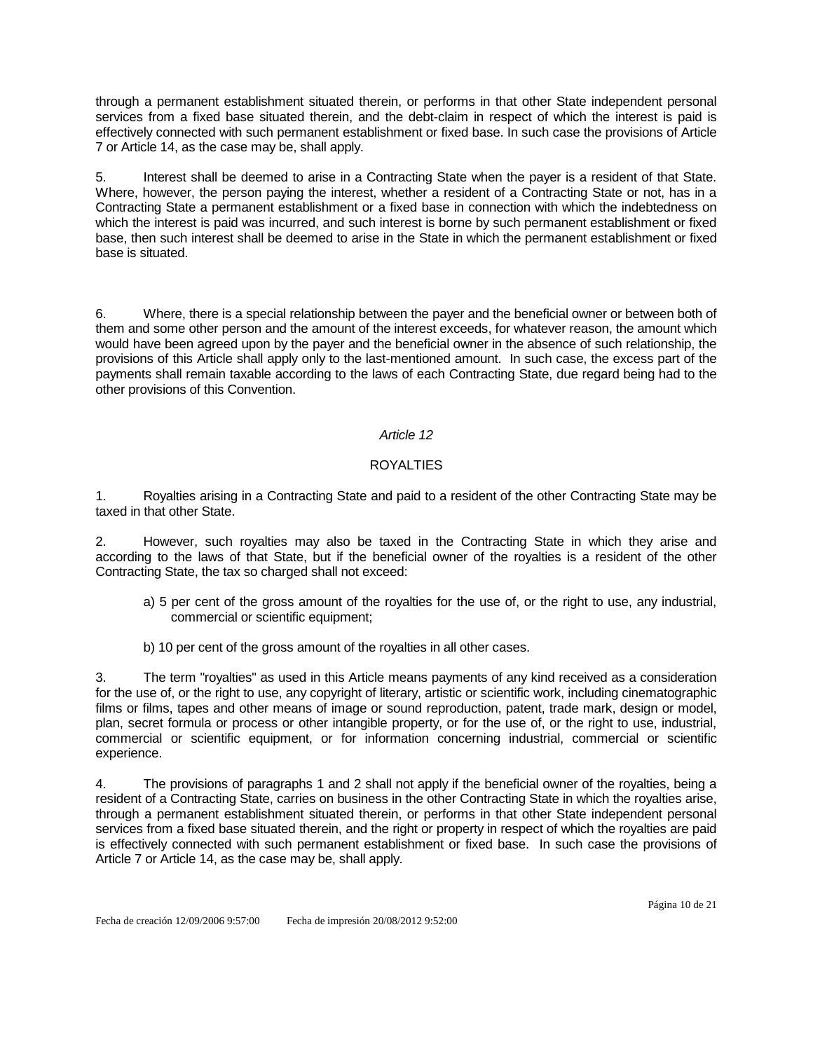through a permanent establishment situated therein, or performs in that other State independent personal services from a fixed base situated therein, and the debt-claim in respect of which the interest is paid is effectively connected with such permanent establishment or fixed base. In such case the provisions of Article 7 or Article 14, as the case may be, shall apply.

5. Interest shall be deemed to arise in a Contracting State when the payer is a resident of that State. Where, however, the person paying the interest, whether a resident of a Contracting State or not, has in a Contracting State a permanent establishment or a fixed base in connection with which the indebtedness on which the interest is paid was incurred, and such interest is borne by such permanent establishment or fixed base, then such interest shall be deemed to arise in the State in which the permanent establishment or fixed base is situated.

6. Where, there is a special relationship between the payer and the beneficial owner or between both of them and some other person and the amount of the interest exceeds, for whatever reason, the amount which would have been agreed upon by the payer and the beneficial owner in the absence of such relationship, the provisions of this Article shall apply only to the last-mentioned amount. In such case, the excess part of the payments shall remain taxable according to the laws of each Contracting State, due regard being had to the other provisions of this Convention.

*Article 12*

ROYALTIES

1. Royalties arising in a Contracting State and paid to a resident of the other Contracting State may be taxed in that other State.

2. However, such royalties may also be taxed in the Contracting State in which they arise and according to the laws of that State, but if the beneficial owner of the royalties is a resident of the other Contracting State, the tax so charged shall not exceed:

a) 5 per cent of the gross amount of the royalties for the use of, or the right to use, any industrial, commercial or scientific equipment;

b) 10 per cent of the gross amount of the royalties in all other cases.

3. The term "royalties" as used in this Article means payments of any kind received as a consideration for the use of, or the right to use, any copyright of literary, artistic or scientific work, including cinematographic films or films, tapes and other means of image or sound reproduction, patent, trade mark, design or model, plan, secret formula or process or other intangible property, or for the use of, or the right to use, industrial, commercial or scientific equipment, or for information concerning industrial, commercial or scientific experience.

4. The provisions of paragraphs 1 and 2 shall not apply if the beneficial owner of the royalties, being a resident of a Contracting State, carries on business in the other Contracting State in which the royalties arise, through a permanent establishment situated therein, or performs in that other State independent personal services from a fixed base situated therein, and the right or property in respect of which the royalties are paid is effectively connected with such permanent establishment or fixed base. In such case the provisions of Article 7 or Article 14, as the case may be, shall apply.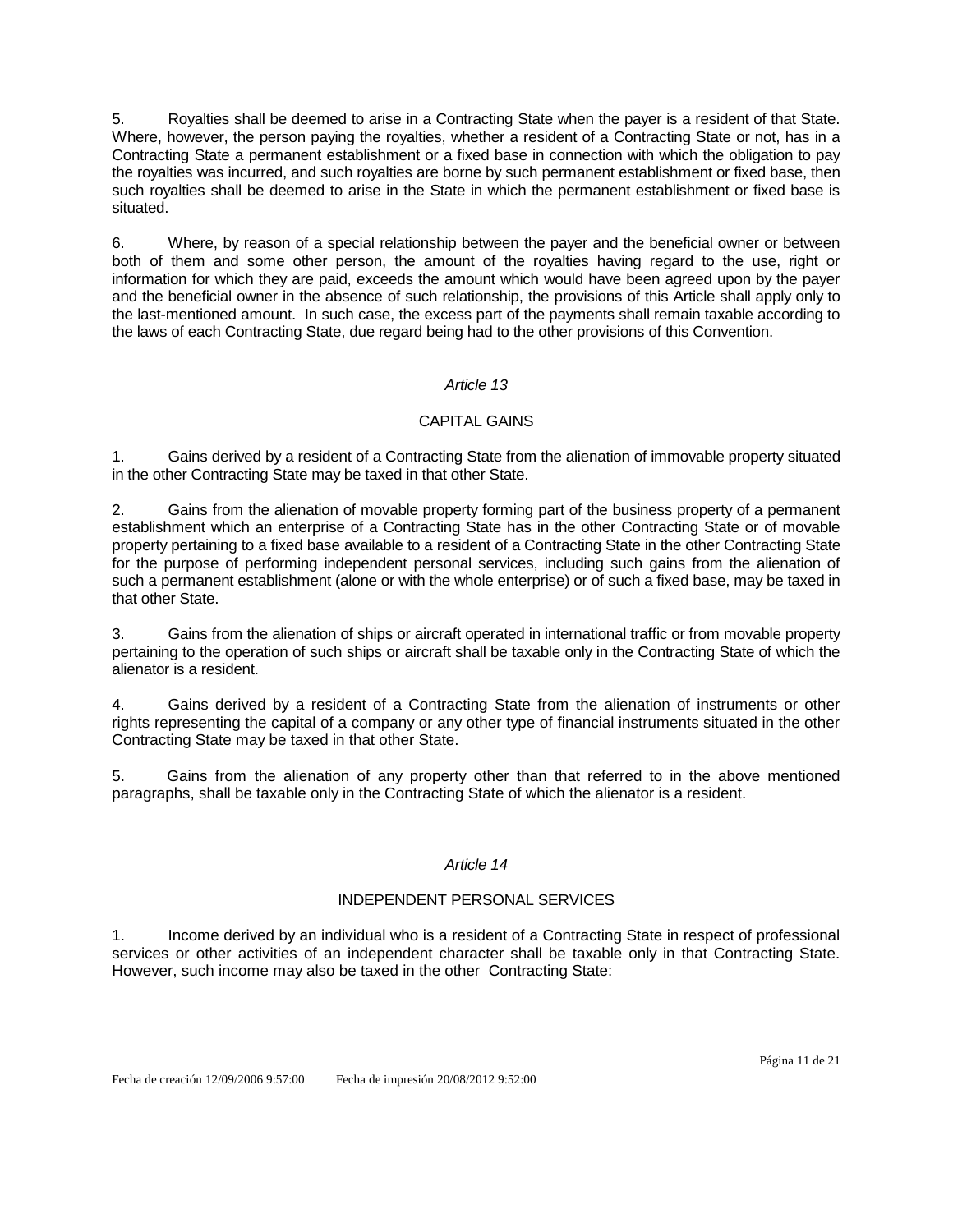5. Royalties shall be deemed to arise in a Contracting State when the payer is a resident of that State. Where, however, the person paying the royalties, whether a resident of a Contracting State or not, has in a Contracting State a permanent establishment or a fixed base in connection with which the obligation to pay the royalties was incurred, and such royalties are borne by such permanent establishment or fixed base, then such royalties shall be deemed to arise in the State in which the permanent establishment or fixed base is situated.

6. Where, by reason of a special relationship between the payer and the beneficial owner or between both of them and some other person, the amount of the royalties having regard to the use, right or information for which they are paid, exceeds the amount which would have been agreed upon by the payer and the beneficial owner in the absence of such relationship, the provisions of this Article shall apply only to the last-mentioned amount. In such case, the excess part of the payments shall remain taxable according to the laws of each Contracting State, due regard being had to the other provisions of this Convention.

*Article 13*

## CAPITAL GAINS

1. Gains derived by a resident of a Contracting State from the alienation of immovable property situated in the other Contracting State may be taxed in that other State.

2. Gains from the alienation of movable property forming part of the business property of a permanent establishment which an enterprise of a Contracting State has in the other Contracting State or of movable property pertaining to a fixed base available to a resident of a Contracting State in the other Contracting State for the purpose of performing independent personal services, including such gains from the alienation of such a permanent establishment (alone or with the whole enterprise) or of such a fixed base, may be taxed in that other State.

3. Gains from the alienation of ships or aircraft operated in international traffic or from movable property pertaining to the operation of such ships or aircraft shall be taxable only in the Contracting State of which the alienator is a resident.

4. Gains derived by a resident of a Contracting State from the alienation of instruments or other rights representing the capital of a company or any other type of financial instruments situated in the other Contracting State may be taxed in that other State.

5. Gains from the alienation of any property other than that referred to in the above mentioned paragraphs, shall be taxable only in the Contracting State of which the alienator is a resident.

*Article 14*

## INDEPENDENT PERSONAL SERVICES

1. Income derived by an individual who is a resident of a Contracting State in respect of professional services or other activities of an independent character shall be taxable only in that Contracting State. However, such income may also be taxed in the other Contracting State: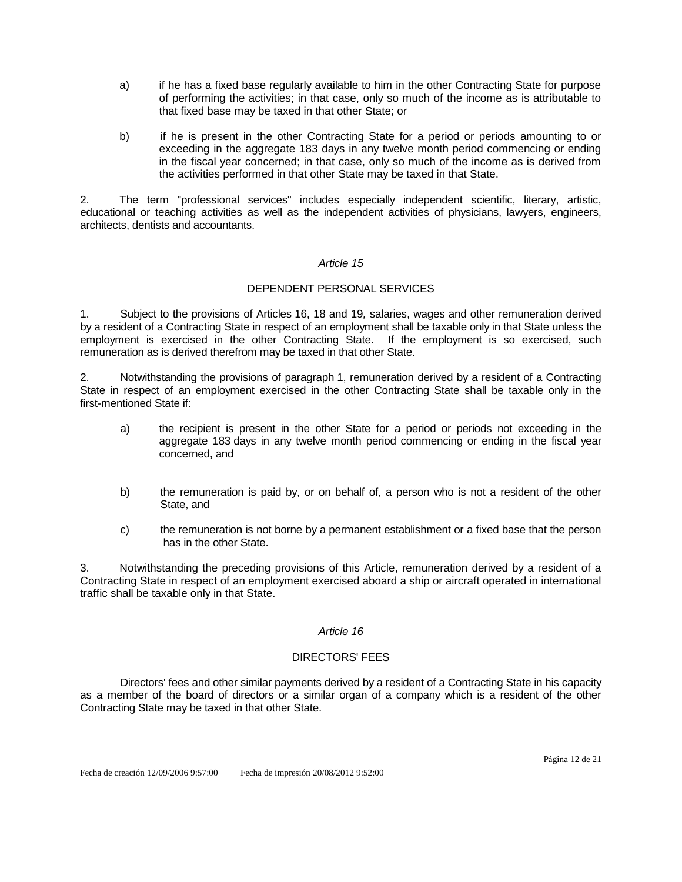a) if he has a fixed base regularly available to him in the other Contracting State for purpose of performing the activities; in that case, only so much of the income as is attributable to that fixed base may be taxed in that other State; or

b) if he is present in the other Contracting State for a period or periods amounting to or exceeding in the aggregate 183 days in any twelve month period commencing or ending in the fiscal year concerned; in that case, only so much of the income as is derived from the activities performed in that other State may be taxed in that State.

2. The term "professional services" includes especially independent scientific, literary, artistic, educational or teaching activities as well as the independent activities of physicians, lawyers, engineers, architects, dentists and accountants.

*Article 15*

DEPENDENT PERSONAL SERVICES

1. Subject to the provisions of Articles 16, 18 and 19, salaries, wages and other remuneration derived by a resident of a Contracting State in respect of an employment shall be taxable only in that State unless the employment is exercised in the other Contracting State. If the employment is so exercised, such remuneration as is derived therefrom may be taxed in that other State.

2. Notwithstanding the provisions of paragraph 1, remuneration derived by a resident of a Contracting State in respect of an employment exercised in the other Contracting State shall be taxable only in the first-mentioned State if:

a) the recipient is present in the other State for a period or periods not exceeding in the aggregate 183 days in any twelve month period commencing or ending in the fiscal year concerned, and

b) the remuneration is paid by, or on behalf of, a person who is not a resident of the other State, and

c) the remuneration is not borne by a permanent establishment or a fixed base that the person has in the other State.

3. Notwithstanding the preceding provisions of this Article, remuneration derived by a resident of a Contracting State in respect of an employment exercised aboard a ship or aircraft operated in international traffic shall be taxable only in that State.

*Article 16*

DIRECTORS' FEES

Directors' fees and other similar payments derived by a resident of a Contracting State in his capacity as a member of the board of directors or a similar organ of a company which is a resident of the other Contracting State may be taxed in that other State.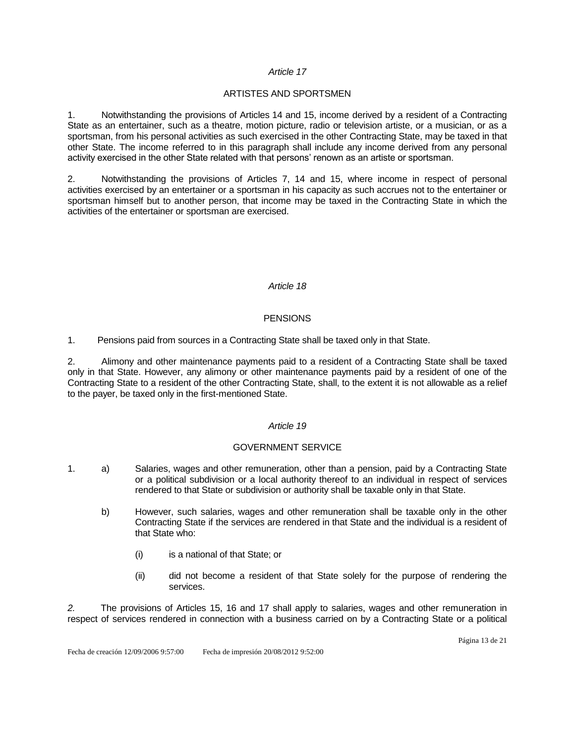*Article 17*

ARTISTES AND SPORTSMEN

1. Notwithstanding the provisions of Articles 14 and 15, income derived by a resident of a Contracting State as an entertainer, such as a theatre, motion picture, radio or television artiste, or a musician, or as a sportsman, from his personal activities as such exercised in the other Contracting State, may be taxed in that other State. The income referred to in this paragraph shall include any income derived from any personal activity exercised in the other State related with that persons' renown as an artiste or sportsman.

2. Notwithstanding the provisions of Articles 7, 14 and 15, where income in respect of personal activities exercised by an entertainer or a sportsman in his capacity as such accrues not to the entertainer or sportsman himself but to another person, that income may be taxed in the Contracting State in which the activities of the entertainer or sportsman are exercised.

*Article 18*

PENSIONS

1. Pensions paid from sources in a Contracting State shall be taxed only in that State.

2. Alimony and other maintenance payments paid to a resident of a Contracting State shall be taxed only in that State. However, any alimony or other maintenance payments paid by a resident of one of the Contracting State to a resident of the other Contracting State, shall, to the extent it is not allowable as a relief to the payer, be taxed only in the first-mentioned State.

*Article 19*

GOVERNMENT SERVICE

1. a) Salaries, wages and other remuneration, other than a pension, paid by a Contracting State or a political subdivision or a local authority thereof to an individual in respect of services rendered to that State or subdivision or authority shall be taxable only in that State.

   b) However, such salaries, wages and other remuneration shall be taxable only in the other Contracting State if the services are rendered in that State and the individual is a resident of that State who:

      (i) is a national of that State; or

      (ii) did not become a resident of that State solely for the purpose of rendering the services.

*2.* The provisions of Articles 15, 16 and 17 shall apply to salaries, wages and other remuneration in respect of services rendered in connection with a business carried on by a Contracting State or a political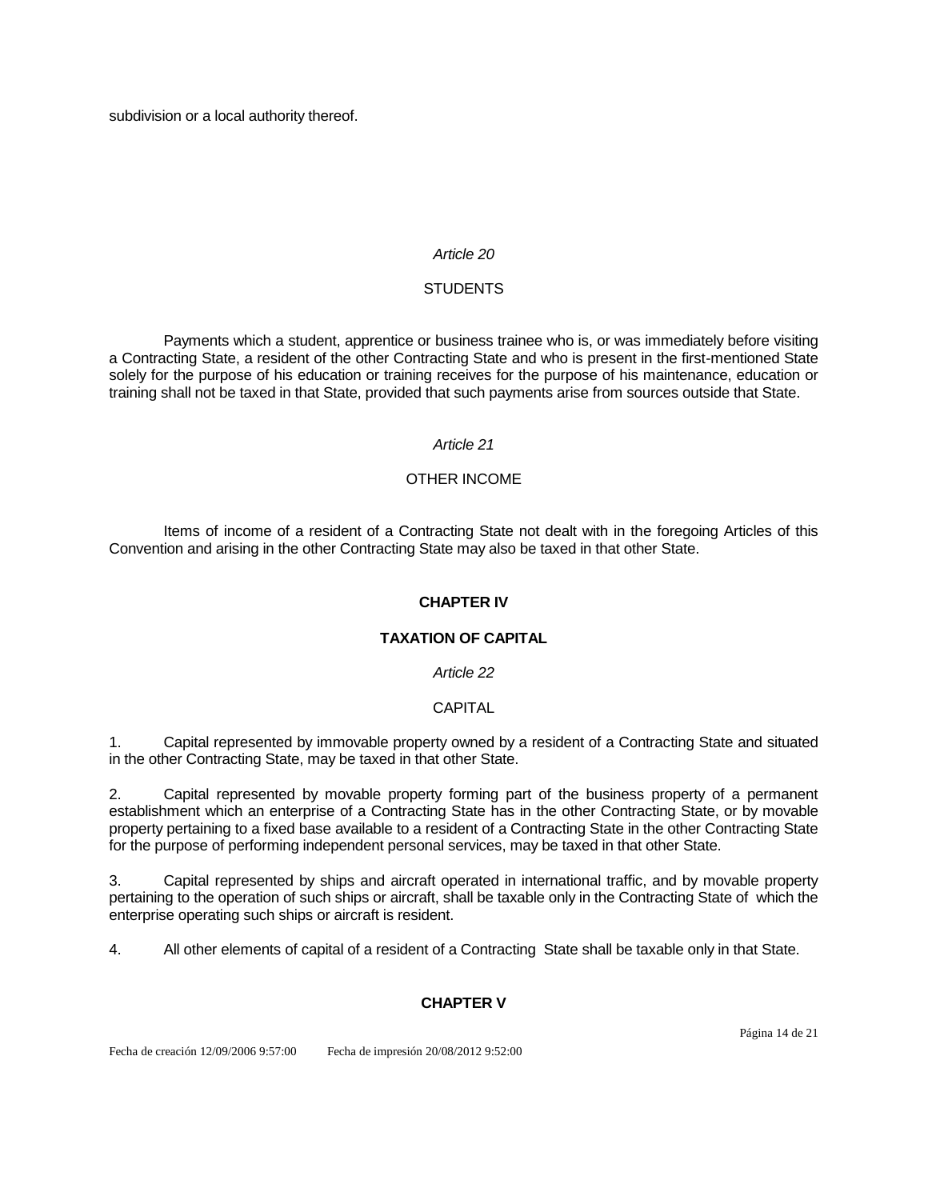subdivision or a local authority thereof.

*Article 20*

STUDENTS

Payments which a student, apprentice or business trainee who is, or was immediately before visiting a Contracting State, a resident of the other Contracting State and who is present in the first-mentioned State solely for the purpose of his education or training receives for the purpose of his maintenance, education or training shall not be taxed in that State, provided that such payments arise from sources outside that State.

*Article 21*

OTHER INCOME

Items of income of a resident of a Contracting State not dealt with in the foregoing Articles of this Convention and arising in the other Contracting State may also be taxed in that other State.

## CHAPTER IV

## TAXATION OF CAPITAL

*Article 22*

CAPITAL

1. Capital represented by immovable property owned by a resident of a Contracting State and situated in the other Contracting State, may be taxed in that other State.

2. Capital represented by movable property forming part of the business property of a permanent establishment which an enterprise of a Contracting State has in the other Contracting State, or by movable property pertaining to a fixed base available to a resident of a Contracting State in the other Contracting State for the purpose of performing independent personal services, may be taxed in that other State.

3. Capital represented by ships and aircraft operated in international traffic, and by movable property pertaining to the operation of such ships or aircraft, shall be taxable only in the Contracting State of which the enterprise operating such ships or aircraft is resident.

4. All other elements of capital of a resident of a Contracting State shall be taxable only in that State.

## CHAPTER V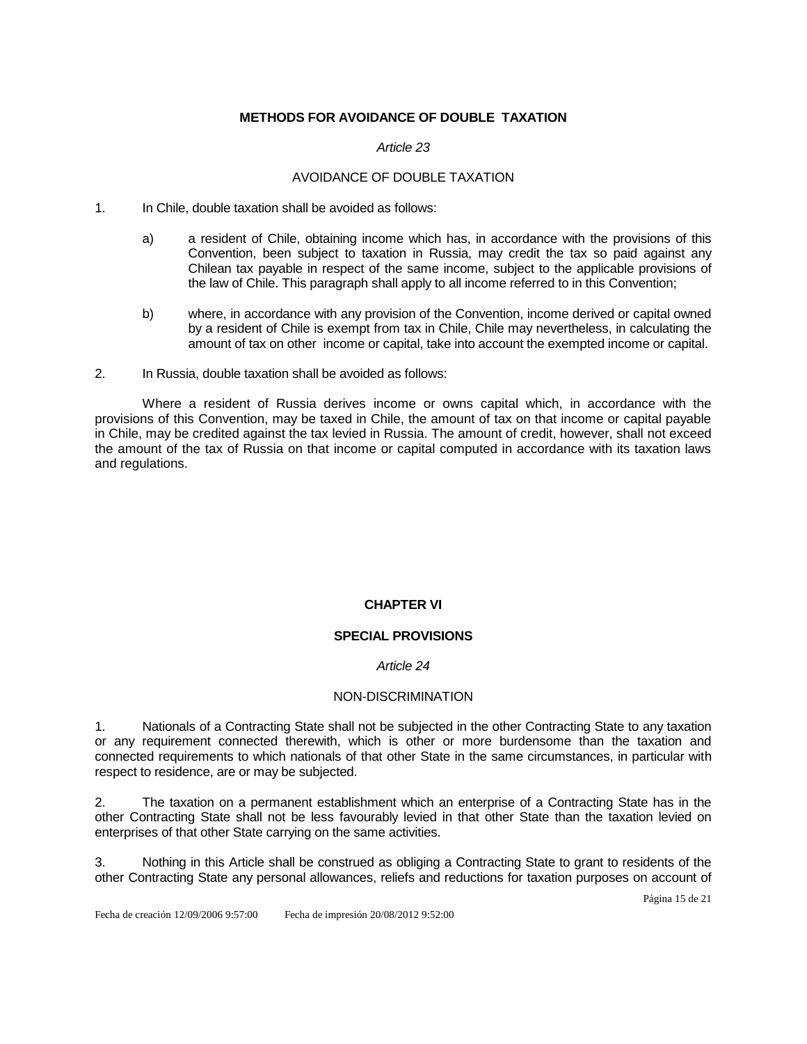## METHODS FOR AVOIDANCE OF DOUBLE TAXATION

*Article 23*

AVOIDANCE OF DOUBLE TAXATION

1. In Chile, double taxation shall be avoided as follows:

   a) a resident of Chile, obtaining income which has, in accordance with the provisions of this Convention, been subject to taxation in Russia, may credit the tax so paid against any Chilean tax payable in respect of the same income, subject to the applicable provisions of the law of Chile. This paragraph shall apply to all income referred to in this Convention;

   b) where, in accordance with any provision of the Convention, income derived or capital owned by a resident of Chile is exempt from tax in Chile, Chile may nevertheless, in calculating the amount of tax on other income or capital, take into account the exempted income or capital.

2. In Russia, double taxation shall be avoided as follows:

Where a resident of Russia derives income or owns capital which, in accordance with the provisions of this Convention, may be taxed in Chile, the amount of tax on that income or capital payable in Chile, may be credited against the tax levied in Russia. The amount of credit, however, shall not exceed the amount of the tax of Russia on that income or capital computed in accordance with its taxation laws and regulations.

## CHAPTER VI

## SPECIAL PROVISIONS

*Article 24*

NON-DISCRIMINATION

1. Nationals of a Contracting State shall not be subjected in the other Contracting State to any taxation or any requirement connected therewith, which is other or more burdensome than the taxation and connected requirements to which nationals of that other State in the same circumstances, in particular with respect to residence, are or may be subjected.

2. The taxation on a permanent establishment which an enterprise of a Contracting State has in the other Contracting State shall not be less favourably levied in that other State than the taxation levied on enterprises of that other State carrying on the same activities.

3. Nothing in this Article shall be construed as obliging a Contracting State to grant to residents of the other Contracting State any personal allowances, reliefs and reductions for taxation purposes on account of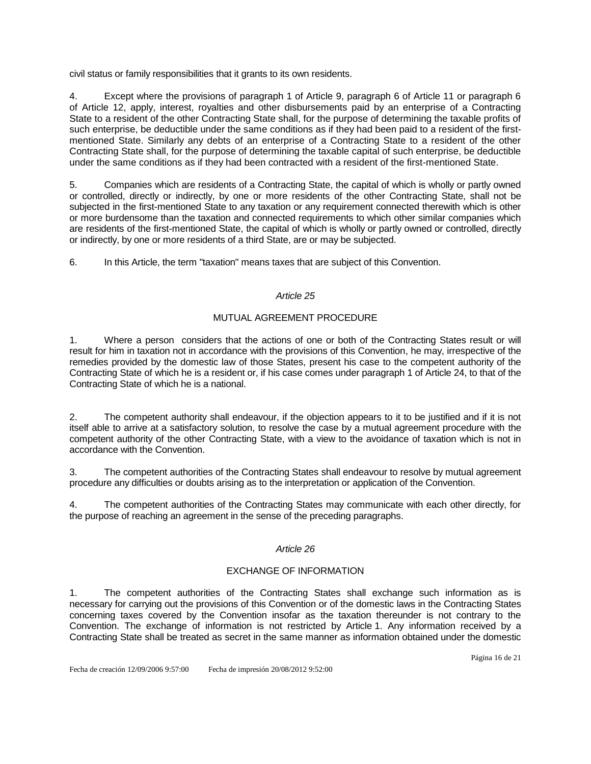civil status or family responsibilities that it grants to its own residents.

4. Except where the provisions of paragraph 1 of Article 9, paragraph 6 of Article 11 or paragraph 6 of Article 12, apply, interest, royalties and other disbursements paid by an enterprise of a Contracting State to a resident of the other Contracting State shall, for the purpose of determining the taxable profits of such enterprise, be deductible under the same conditions as if they had been paid to a resident of the first-mentioned State. Similarly any debts of an enterprise of a Contracting State to a resident of the other Contracting State shall, for the purpose of determining the taxable capital of such enterprise, be deductible under the same conditions as if they had been contracted with a resident of the first-mentioned State.

5. Companies which are residents of a Contracting State, the capital of which is wholly or partly owned or controlled, directly or indirectly, by one or more residents of the other Contracting State, shall not be subjected in the first-mentioned State to any taxation or any requirement connected therewith which is other or more burdensome than the taxation and connected requirements to which other similar companies which are residents of the first-mentioned State, the capital of which is wholly or partly owned or controlled, directly or indirectly, by one or more residents of a third State, are or may be subjected.

6. In this Article, the term "taxation" means taxes that are subject of this Convention.

*Article 25*

## MUTUAL AGREEMENT PROCEDURE

1. Where a person considers that the actions of one or both of the Contracting States result or will result for him in taxation not in accordance with the provisions of this Convention, he may, irrespective of the remedies provided by the domestic law of those States, present his case to the competent authority of the Contracting State of which he is a resident or, if his case comes under paragraph 1 of Article 24, to that of the Contracting State of which he is a national.

2. The competent authority shall endeavour, if the objection appears to it to be justified and if it is not itself able to arrive at a satisfactory solution, to resolve the case by a mutual agreement procedure with the competent authority of the other Contracting State, with a view to the avoidance of taxation which is not in accordance with the Convention.

3. The competent authorities of the Contracting States shall endeavour to resolve by mutual agreement procedure any difficulties or doubts arising as to the interpretation or application of the Convention.

4. The competent authorities of the Contracting States may communicate with each other directly, for the purpose of reaching an agreement in the sense of the preceding paragraphs.

*Article 26*

## EXCHANGE OF INFORMATION

1. The competent authorities of the Contracting States shall exchange such information as is necessary for carrying out the provisions of this Convention or of the domestic laws in the Contracting States concerning taxes covered by the Convention insofar as the taxation thereunder is not contrary to the Convention. The exchange of information is not restricted by Article 1. Any information received by a Contracting State shall be treated as secret in the same manner as information obtained under the domestic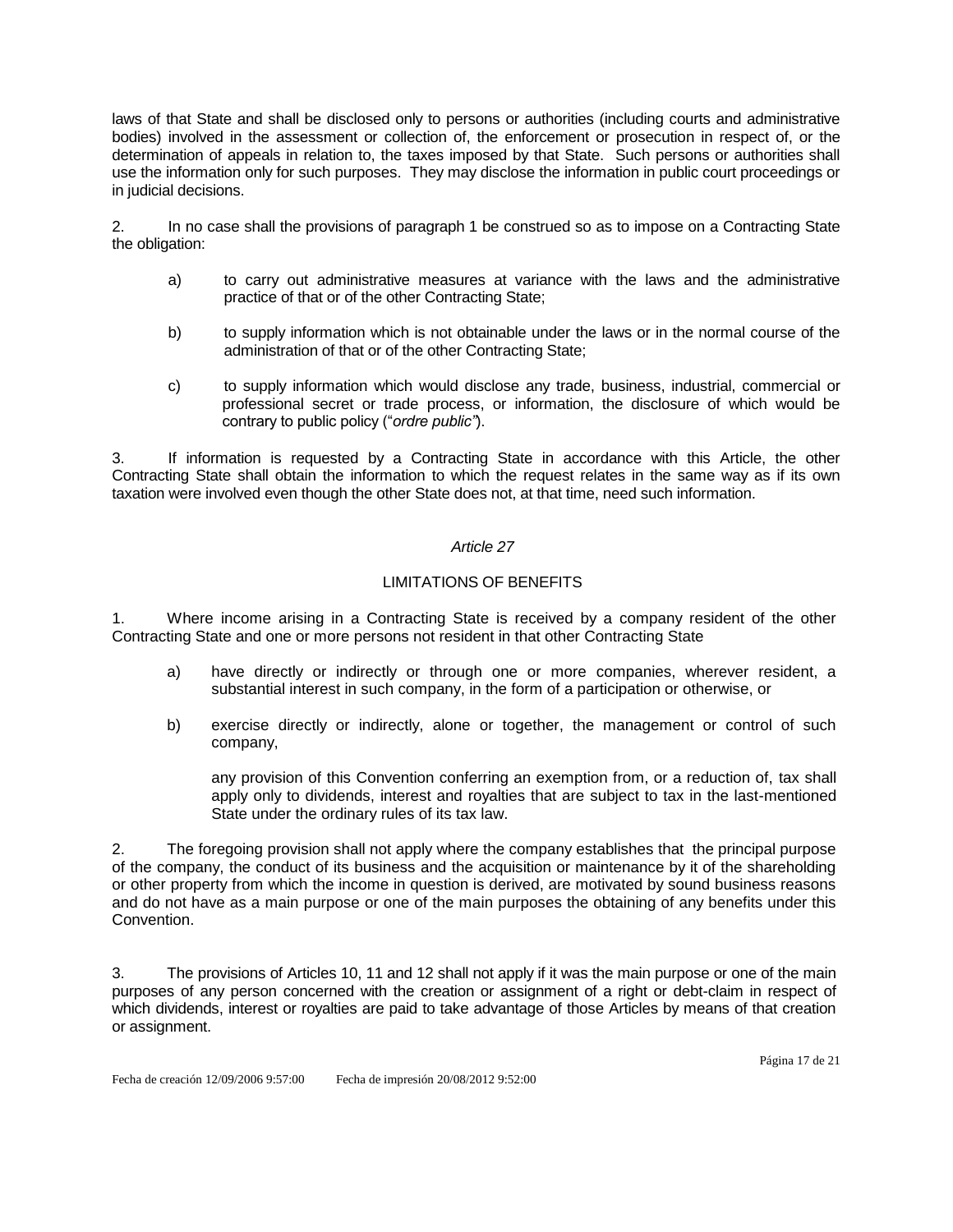laws of that State and shall be disclosed only to persons or authorities (including courts and administrative bodies) involved in the assessment or collection of, the enforcement or prosecution in respect of, or the determination of appeals in relation to, the taxes imposed by that State. Such persons or authorities shall use the information only for such purposes. They may disclose the information in public court proceedings or in judicial decisions.

2. In no case shall the provisions of paragraph 1 be construed so as to impose on a Contracting State the obligation:

a) to carry out administrative measures at variance with the laws and the administrative practice of that or of the other Contracting State;

b) to supply information which is not obtainable under the laws or in the normal course of the administration of that or of the other Contracting State;

c) to supply information which would disclose any trade, business, industrial, commercial or professional secret or trade process, or information, the disclosure of which would be contrary to public policy ("*ordre public*").

3. If information is requested by a Contracting State in accordance with this Article, the other Contracting State shall obtain the information to which the request relates in the same way as if its own taxation were involved even though the other State does not, at that time, need such information.

*Article 27*

## LIMITATIONS OF BENEFITS

1. Where income arising in a Contracting State is received by a company resident of the other Contracting State and one or more persons not resident in that other Contracting State

a) have directly or indirectly or through one or more companies, wherever resident, a substantial interest in such company, in the form of a participation or otherwise, or

b) exercise directly or indirectly, alone or together, the management or control of such company,

any provision of this Convention conferring an exemption from, or a reduction of, tax shall apply only to dividends, interest and royalties that are subject to tax in the last-mentioned State under the ordinary rules of its tax law.

2. The foregoing provision shall not apply where the company establishes that the principal purpose of the company, the conduct of its business and the acquisition or maintenance by it of the shareholding or other property from which the income in question is derived, are motivated by sound business reasons and do not have as a main purpose or one of the main purposes the obtaining of any benefits under this Convention.

3. The provisions of Articles 10, 11 and 12 shall not apply if it was the main purpose or one of the main purposes of any person concerned with the creation or assignment of a right or debt-claim in respect of which dividends, interest or royalties are paid to take advantage of those Articles by means of that creation or assignment.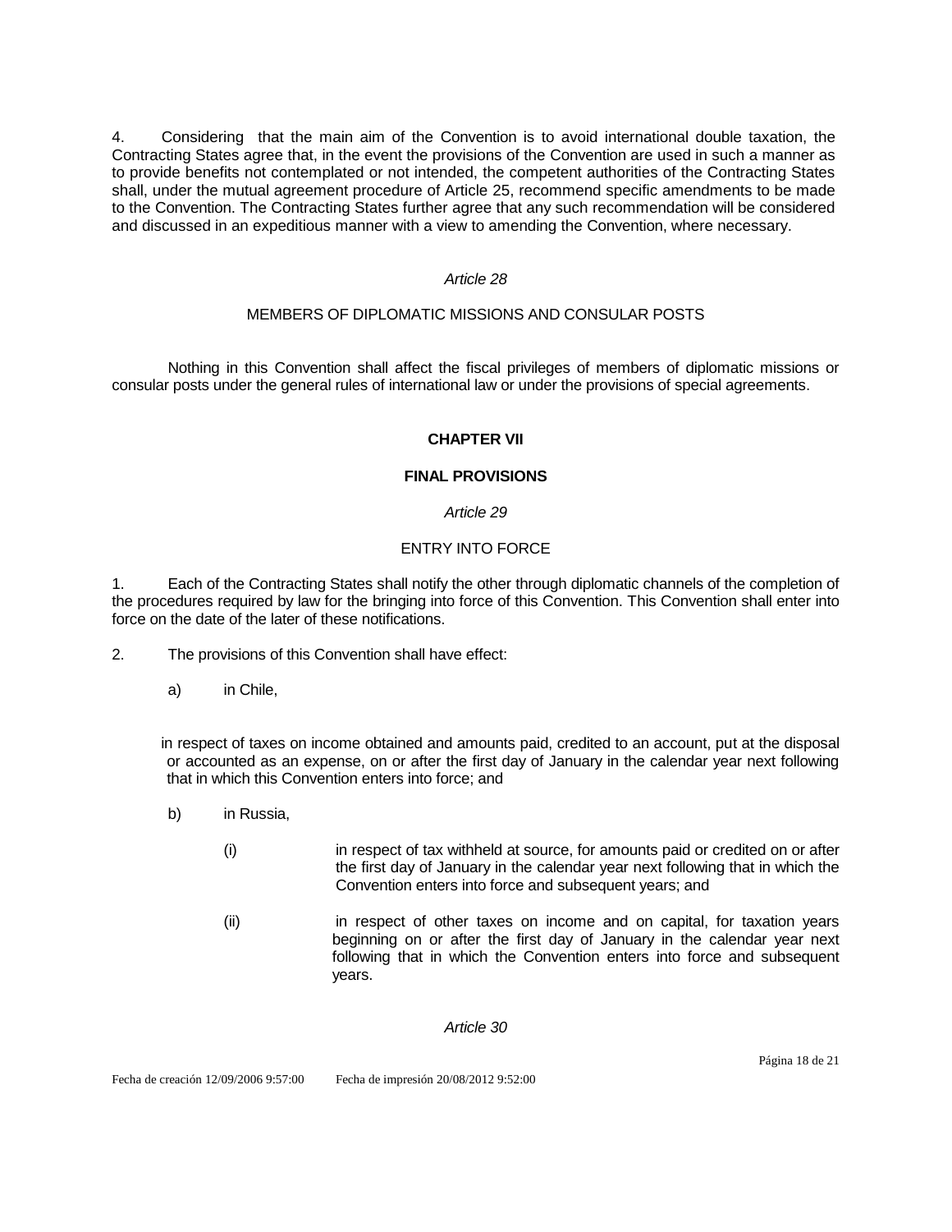4. Considering that the main aim of the Convention is to avoid international double taxation, the Contracting States agree that, in the event the provisions of the Convention are used in such a manner as to provide benefits not contemplated or not intended, the competent authorities of the Contracting States shall, under the mutual agreement procedure of Article 25, recommend specific amendments to be made to the Convention. The Contracting States further agree that any such recommendation will be considered and discussed in an expeditious manner with a view to amending the Convention, where necessary.

*Article 28*

MEMBERS OF DIPLOMATIC MISSIONS AND CONSULAR POSTS

Nothing in this Convention shall affect the fiscal privileges of members of diplomatic missions or consular posts under the general rules of international law or under the provisions of special agreements.

## CHAPTER VII

## FINAL PROVISIONS

*Article 29*

ENTRY INTO FORCE

1. Each of the Contracting States shall notify the other through diplomatic channels of the completion of the procedures required by law for the bringing into force of this Convention. This Convention shall enter into force on the date of the later of these notifications.

2. The provisions of this Convention shall have effect:

a) in Chile,

in respect of taxes on income obtained and amounts paid, credited to an account, put at the disposal or accounted as an expense, on or after the first day of January in the calendar year next following that in which this Convention enters into force; and

b) in Russia,

(i) in respect of tax withheld at source, for amounts paid or credited on or after the first day of January in the calendar year next following that in which the Convention enters into force and subsequent years; and

(ii) in respect of other taxes on income and on capital, for taxation years beginning on or after the first day of January in the calendar year next following that in which the Convention enters into force and subsequent years.

*Article 30*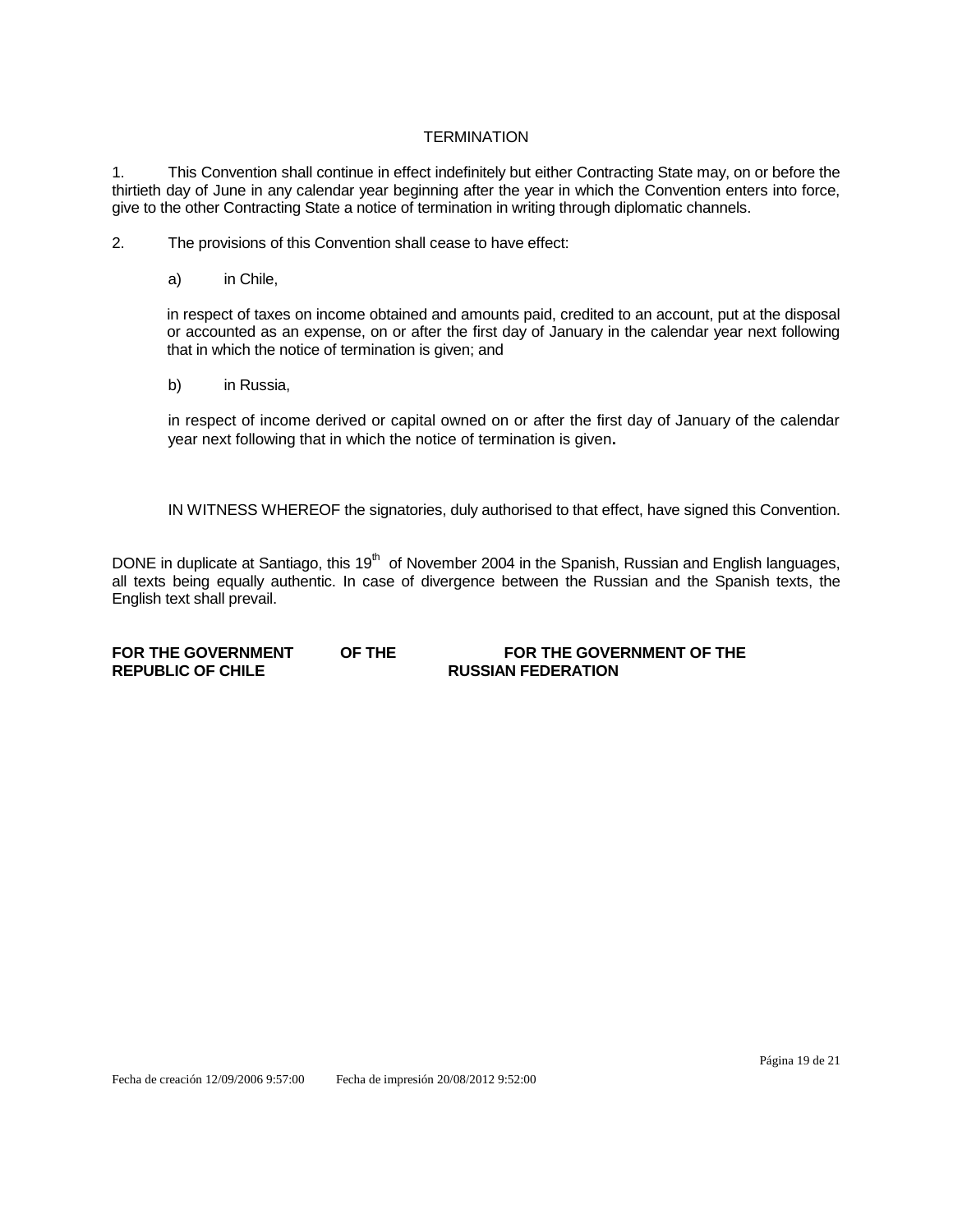TERMINATION

1. This Convention shall continue in effect indefinitely but either Contracting State may, on or before the thirtieth day of June in any calendar year beginning after the year in which the Convention enters into force, give to the other Contracting State a notice of termination in writing through diplomatic channels.

2. The provisions of this Convention shall cease to have effect:

a) in Chile,

in respect of taxes on income obtained and amounts paid, credited to an account, put at the disposal or accounted as an expense, on or after the first day of January in the calendar year next following that in which the notice of termination is given; and

b) in Russia,

in respect of income derived or capital owned on or after the first day of January of the calendar year next following that in which the notice of termination is given**.**

IN WITNESS WHEREOF the signatories, duly authorised to that effect, have signed this Convention.

DONE in duplicate at Santiago, this 19th of November 2004 in the Spanish, Russian and English languages, all texts being equally authentic. In case of divergence between the Russian and the Spanish texts, the English text shall prevail.

| | |
|---|---|
| **FOR THE GOVERNMENT OF THE REPUBLIC OF CHILE** | **FOR THE GOVERNMENT OF THE RUSSIAN FEDERATION** |

Fecha de creación 12/09/2006 9:57:00 Fecha de impresión 20/08/2012 9:52:00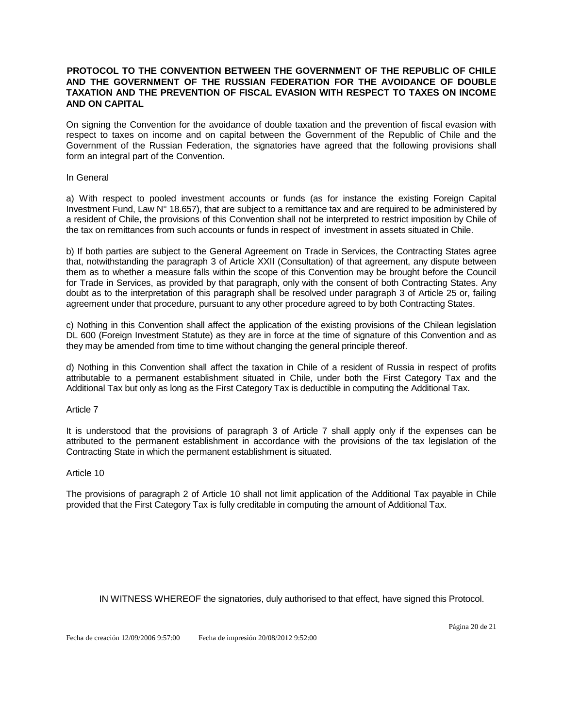**PROTOCOL TO THE CONVENTION BETWEEN THE GOVERNMENT OF THE REPUBLIC OF CHILE AND THE GOVERNMENT OF THE RUSSIAN FEDERATION FOR THE AVOIDANCE OF DOUBLE TAXATION AND THE PREVENTION OF FISCAL EVASION WITH RESPECT TO TAXES ON INCOME AND ON CAPITAL**

On signing the Convention for the avoidance of double taxation and the prevention of fiscal evasion with respect to taxes on income and on capital between the Government of the Republic of Chile and the Government of the Russian Federation, the signatories have agreed that the following provisions shall form an integral part of the Convention.

In General

a) With respect to pooled investment accounts or funds (as for instance the existing Foreign Capital Investment Fund, Law N° 18.657), that are subject to a remittance tax and are required to be administered by a resident of Chile, the provisions of this Convention shall not be interpreted to restrict imposition by Chile of the tax on remittances from such accounts or funds in respect of investment in assets situated in Chile.

b) If both parties are subject to the General Agreement on Trade in Services, the Contracting States agree that, notwithstanding the paragraph 3 of Article XXII (Consultation) of that agreement, any dispute between them as to whether a measure falls within the scope of this Convention may be brought before the Council for Trade in Services, as provided by that paragraph, only with the consent of both Contracting States. Any doubt as to the interpretation of this paragraph shall be resolved under paragraph 3 of Article 25 or, failing agreement under that procedure, pursuant to any other procedure agreed to by both Contracting States.

c) Nothing in this Convention shall affect the application of the existing provisions of the Chilean legislation DL 600 (Foreign Investment Statute) as they are in force at the time of signature of this Convention and as they may be amended from time to time without changing the general principle thereof.

d) Nothing in this Convention shall affect the taxation in Chile of a resident of Russia in respect of profits attributable to a permanent establishment situated in Chile, under both the First Category Tax and the Additional Tax but only as long as the First Category Tax is deductible in computing the Additional Tax.

Article 7

It is understood that the provisions of paragraph 3 of Article 7 shall apply only if the expenses can be attributed to the permanent establishment in accordance with the provisions of the tax legislation of the Contracting State in which the permanent establishment is situated.

Article 10

The provisions of paragraph 2 of Article 10 shall not limit application of the Additional Tax payable in Chile provided that the First Category Tax is fully creditable in computing the amount of Additional Tax.

IN WITNESS WHEREOF the signatories, duly authorised to that effect, have signed this Protocol.

Fecha de creación 12/09/2006 9:57:00 Fecha de impresión 20/08/2012 9:52:00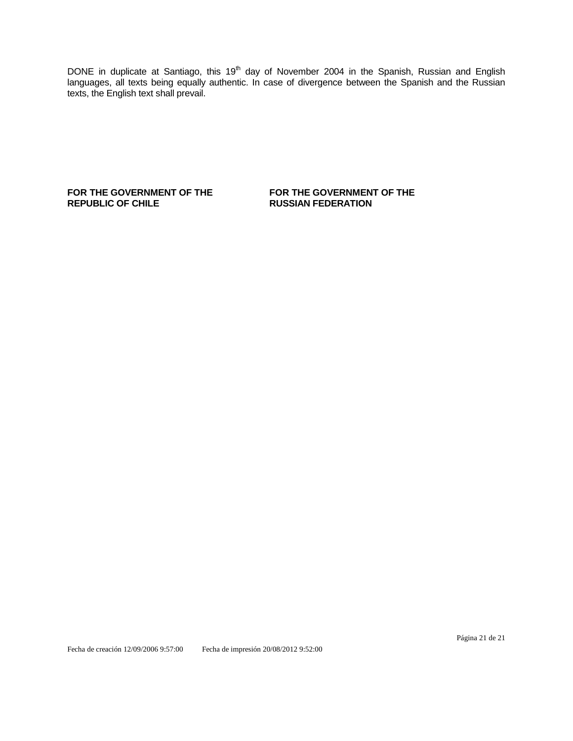DONE in duplicate at Santiago, this 19th day of November 2004 in the Spanish, Russian and English languages, all texts being equally authentic. In case of divergence between the Spanish and the Russian texts, the English text shall prevail.

| | |
|---|---|
| **FOR THE GOVERNMENT OF THE REPUBLIC OF CHILE** | **FOR THE GOVERNMENT OF THE RUSSIAN FEDERATION** |

Fecha de creación 12/09/2006 9:57:00 Fecha de impresión 20/08/2012 9:52:00